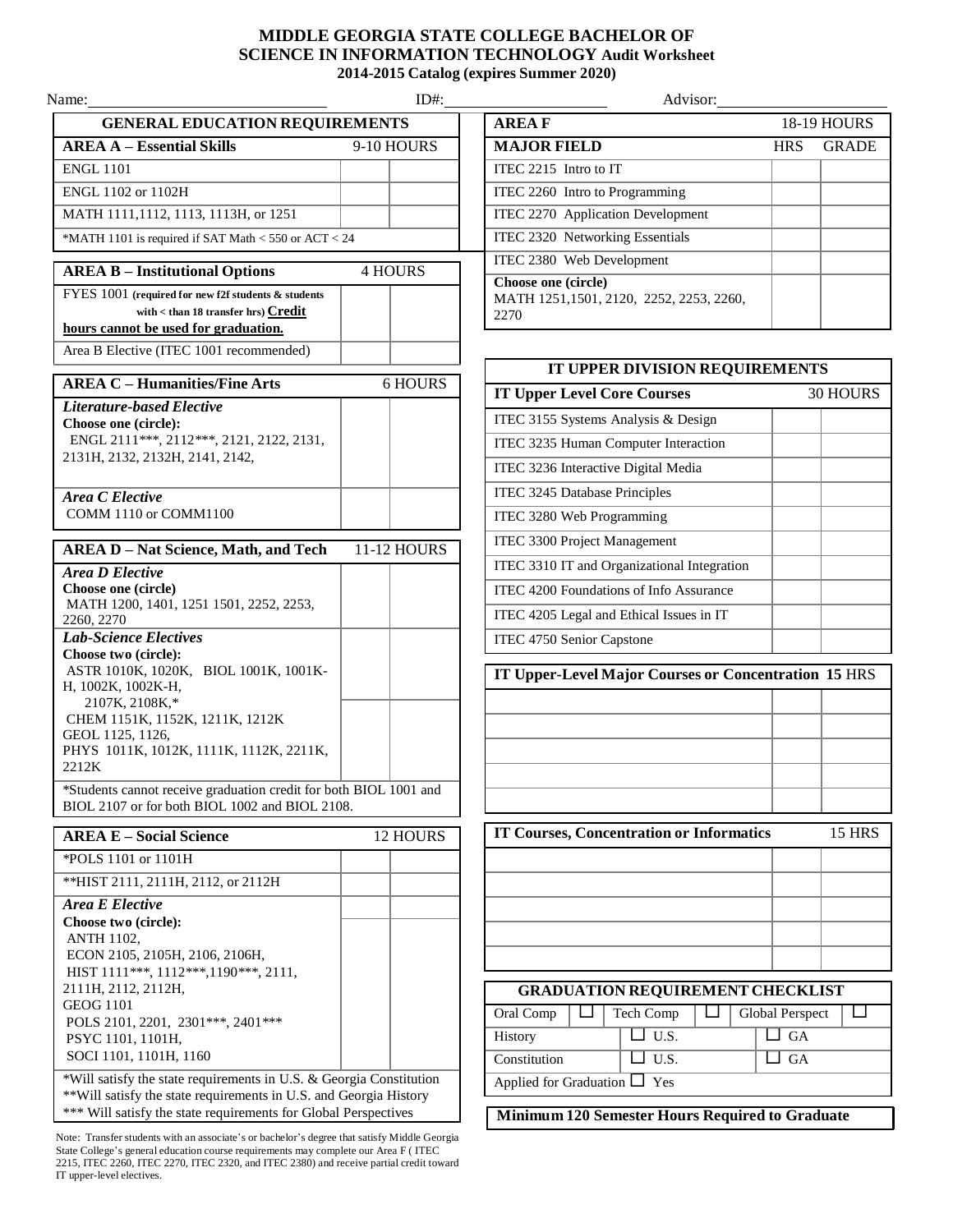# MIDDLE GEORGIA STATE COLLEGE BACHELOR OF SCIENCE IN INFORMATION TECHNOLOGY Audit Worksheet

**2014-2015 Catalog (expires Summer 2020)**

Name: ______________________ ID#: ______________________ Advisor: ______________________

## GENERAL EDUCATION REQUIREMENTS

| AREA A – Essential Skills | 9-10 HOURS | |
|---|---|---|
| ENGL 1101 | | |
| ENGL 1102 or 1102H | | |
| MATH 1111,1112, 1113, 1113H, or 1251 | | |
| *MATH 1101 is required if SAT Math < 550 or ACT < 24 | | |

| AREA B – Institutional Options | 4 HOURS | |
|---|---|---|
| FYES 1001 (required for new f2f students & students with < than 18 transfer hrs) **Credit hours cannot be used for graduation.** | | |
| Area B Elective (ITEC 1001 recommended) | | |

| AREA C – Humanities/Fine Arts | 6 HOURS | |
|---|---|---|
| ***Literature-based Elective*** **Choose one (circle):** ENGL 2111***, 2112***, 2121, 2122, 2131, 2131H, 2132, 2132H, 2141, 2142, | | |
| ***Area C Elective*** COMM 1110 or COMM1100 | | |

| AREA D – Nat Science, Math, and Tech | 11-12 HOURS | |
|---|---|---|
| ***Area D Elective*** **Choose one (circle)** MATH 1200, 1401, 1251 1501, 2252, 2253, 2260, 2270 | | |
| ***Lab-Science Electives*** **Choose two (circle):** ASTR 1010K, 1020K, BIOL 1001K, 1001K-H, 1002K, 1002K-H, 2107K, 2108K,* CHEM 1151K, 1152K, 1211K, 1212K GEOL 1125, 1126, PHYS 1011K, 1012K, 1111K, 1112K, 2211K, 2212K | | |
| | | |
| *Students cannot receive graduation credit for both BIOL 1001 and BIOL 2107 or for both BIOL 1002 and BIOL 2108. | | |

| AREA E – Social Science | 12 HOURS | |
|---|---|---|
| *POLS 1101 or 1101H | | |
| **HIST 2111, 2111H, 2112, or 2112H | | |
| ***Area E Elective*** **Choose two (circle):** ANTH 1102, ECON 2105, 2105H, 2106, 2106H, HIST 1111***, 1112***,1190***, 2111, 2111H, 2112, 2112H, GEOG 1101 POLS 2101, 2201, 2301***, 2401*** PSYC 1101, 1101H, SOCI 1101, 1101H, 1160 | | |
| | | |

*Will satisfy the state requirements in U.S. & Georgia Constitution
**Will satisfy the state requirements in U.S. and Georgia History
*** Will satisfy the state requirements for Global Perspectives

Note: Transfer students with an associate's or bachelor's degree that satisfy Middle Georgia State College's general education course requirements may complete our Area F ( ITEC 2215, ITEC 2260, ITEC 2270, ITEC 2320, and ITEC 2380) and receive partial credit toward IT upper-level electives.

| AREA F | 18-19 HOURS | |
|---|---|---|
| **MAJOR FIELD** | **HRS** | **GRADE** |
| ITEC 2215 Intro to IT | | |
| ITEC 2260 Intro to Programming | | |
| ITEC 2270 Application Development | | |
| ITEC 2320 Networking Essentials | | |
| ITEC 2380 Web Development | | |
| **Choose one (circle)** MATH 1251,1501, 2120, 2252, 2253, 2260, 2270 | | |

## IT UPPER DIVISION REQUIREMENTS

| IT Upper Level Core Courses | 30 HOURS | |
|---|---|---|
| ITEC 3155 Systems Analysis & Design | | |
| ITEC 3235 Human Computer Interaction | | |
| ITEC 3236 Interactive Digital Media | | |
| ITEC 3245 Database Principles | | |
| ITEC 3280 Web Programming | | |
| ITEC 3300 Project Management | | |
| ITEC 3310 IT and Organizational Integration | | |
| ITEC 4200 Foundations of Info Assurance | | |
| ITEC 4205 Legal and Ethical Issues in IT | | |
| ITEC 4750 Senior Capstone | | |

| IT Upper-Level Major Courses or Concentration 15 HRS | | |
|---|---|---|
| | | |
| | | |
| | | |
| | | |
| | | |

| IT Courses, Concentration or Informatics 15 HRS | | |
|---|---|---|
| | | |
| | | |
| | | |
| | | |
| | | |

| GRADUATION REQUIREMENT CHECKLIST | | |
|---|---|---|
| Oral Comp ☐ | Tech Comp ☐ | Global Perspect ☐ |
| History | ☐ U.S. | ☐ GA |
| Constitution | ☐ U.S. | ☐ GA |
| Applied for Graduation ☐ Yes | | |

**Minimum 120 Semester Hours Required to Graduate**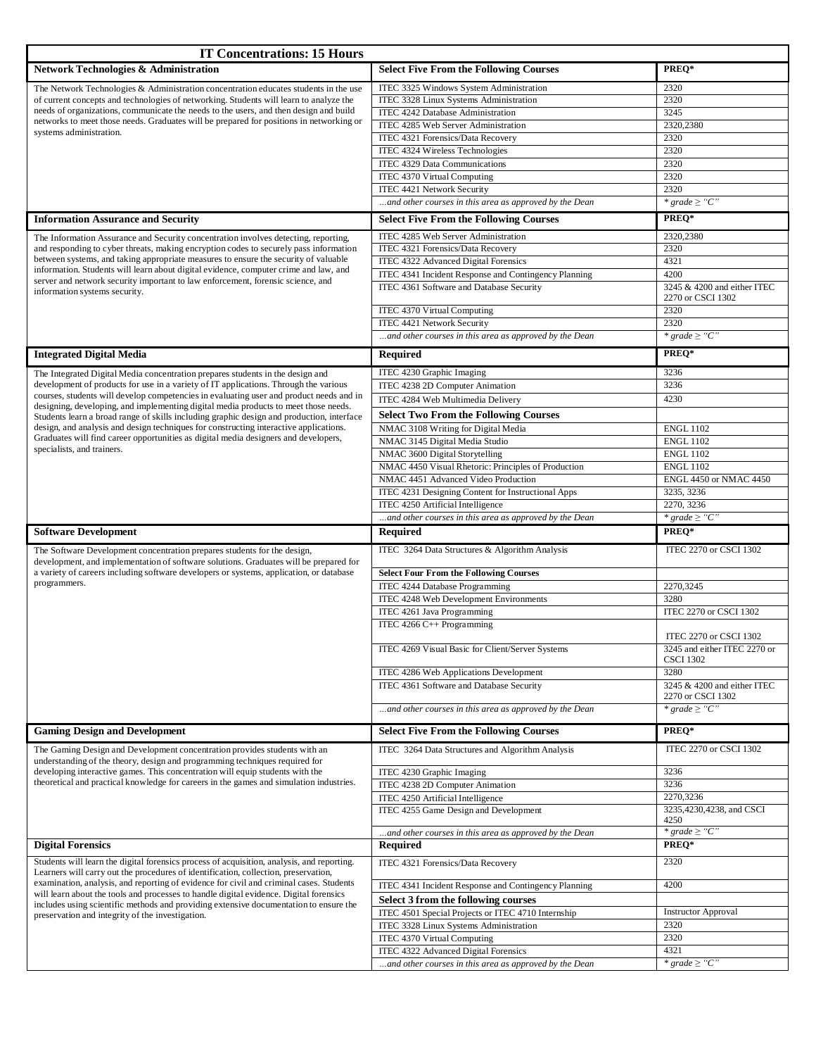| IT Concentrations: 15 Hours | | |
|---|---|---|
| **Network Technologies & Administration** | **Select Five From the Following Courses** | **PREQ*** |
| The Network Technologies & Administration concentration educates students in the use of current concepts and technologies of networking. Students will learn to analyze the needs of organizations, communicate the needs to the users, and then design and build networks to meet those needs. Graduates will be prepared for positions in networking or systems administration. | ITEC 3325 Windows System Administration | 2320 |
| | ITEC 3328 Linux Systems Administration | 2320 |
| | ITEC 4242 Database Administration | 3245 |
| | ITEC 4285 Web Server Administration | 2320,2380 |
| | ITEC 4321 Forensics/Data Recovery | 2320 |
| | ITEC 4324 Wireless Technologies | 2320 |
| | ITEC 4329 Data Communications | 2320 |
| | ITEC 4370 Virtual Computing | 2320 |
| | ITEC 4421 Network Security | 2320 |
| | *...and other courses in this area as approved by the Dean* | *\* grade ≥ "C"* |
| **Information Assurance and Security** | **Select Five From the Following Courses** | **PREQ*** |
| The Information Assurance and Security concentration involves detecting, reporting, and responding to cyber threats, making encryption codes to securely pass information between systems, and taking appropriate measures to ensure the security of valuable information. Students will learn about digital evidence, computer crime and law, and server and network security important to law enforcement, forensic science, and information systems security. | ITEC 4285 Web Server Administration | 2320,2380 |
| | ITEC 4321 Forensics/Data Recovery | 2320 |
| | ITEC 4322 Advanced Digital Forensics | 4321 |
| | ITEC 4341 Incident Response and Contingency Planning | 4200 |
| | ITEC 4361 Software and Database Security | 3245 & 4200 and either ITEC 2270 or CSCI 1302 |
| | ITEC 4370 Virtual Computing | 2320 |
| | ITEC 4421 Network Security | 2320 |
| | *...and other courses in this area as approved by the Dean* | *\* grade ≥ "C"* |
| **Integrated Digital Media** | **Required** | **PREQ*** |
| The Integrated Digital Media concentration prepares students in the design and development of products for use in a variety of IT applications. Through the various courses, students will develop competencies in evaluating user and product needs and in designing, developing, and implementing digital media products to meet those needs. Students learn a broad range of skills including graphic design and production, interface design, and analysis and design techniques for constructing interactive applications. Graduates will find career opportunities as digital media designers and developers, specialists, and trainers. | ITEC 4230 Graphic Imaging | 3236 |
| | ITEC 4238 2D Computer Animation | 3236 |
| | ITEC 4284 Web Multimedia Delivery | 4230 |
| | **Select Two From the Following Courses** | |
| | NMAC 3108 Writing for Digital Media | ENGL 1102 |
| | NMAC 3145 Digital Media Studio | ENGL 1102 |
| | NMAC 3600 Digital Storytelling | ENGL 1102 |
| | NMAC 4450 Visual Rhetoric: Principles of Production | ENGL 1102 |
| | NMAC 4451 Advanced Video Production | ENGL 4450 or NMAC 4450 |
| | ITEC 4231 Designing Content for Instructional Apps | 3235, 3236 |
| | ITEC 4250 Artificial Intelligence | 2270, 3236 |
| | *...and other courses in this area as approved by the Dean* | *\* grade ≥ "C"* |
| **Software Development** | **Required** | **PREQ*** |
| The Software Development concentration prepares students for the design, development, and implementation of software solutions. Graduates will be prepared for a variety of careers including software developers or systems, application, or database programmers. | ITEC 3264 Data Structures & Algorithm Analysis | ITEC 2270 or CSCI 1302 |
| | **Select Four From the Following Courses** | |
| | ITEC 4244 Database Programming | 2270,3245 |
| | ITEC 4248 Web Development Environments | 3280 |
| | ITEC 4261 Java Programming | ITEC 2270 or CSCI 1302 |
| | ITEC 4266 C++ Programming | ITEC 2270 or CSCI 1302 |
| | ITEC 4269 Visual Basic for Client/Server Systems | 3245 and either ITEC 2270 or CSCI 1302 |
| | ITEC 4286 Web Applications Development | 3280 |
| | ITEC 4361 Software and Database Security | 3245 & 4200 and either ITEC 2270 or CSCI 1302 |
| | *...and other courses in this area as approved by the Dean* | *\* grade ≥ "C"* |
| **Gaming Design and Development** | **Select Five From the Following Courses** | **PREQ*** |
| The Gaming Design and Development concentration provides students with an understanding of the theory, design and programming techniques required for developing interactive games. This concentration will equip students with the theoretical and practical knowledge for careers in the games and simulation industries. | ITEC 3264 Data Structures and Algorithm Analysis | ITEC 2270 or CSCI 1302 |
| | ITEC 4230 Graphic Imaging | 3236 |
| | ITEC 4238 2D Computer Animation | 3236 |
| | ITEC 4250 Artificial Intelligence | 2270,3236 |
| | ITEC 4255 Game Design and Development | 3235,4230,4238, and CSCI 4250 |
| | *...and other courses in this area as approved by the Dean* | *\* grade ≥ "C"* |
| **Digital Forensics** | **Required** | **PREQ*** |
| Students will learn the digital forensics process of acquisition, analysis, and reporting. Learners will carry out the procedures of identification, collection, preservation, examination, analysis, and reporting of evidence for civil and criminal cases. Students will learn about the tools and processes to handle digital evidence. Digital forensics includes using scientific methods and providing extensive documentation to ensure the preservation and integrity of the investigation. | ITEC 4321 Forensics/Data Recovery | 2320 |
| | ITEC 4341 Incident Response and Contingency Planning | 4200 |
| | **Select 3 from the following courses** | |
| | ITEC 4501 Special Projects or ITEC 4710 Internship | Instructor Approval |
| | ITEC 3328 Linux Systems Administration | 2320 |
| | ITEC 4370 Virtual Computing | 2320 |
| | ITEC 4322 Advanced Digital Forensics | 4321 |
| | *...and other courses in this area as approved by the Dean* | *\* grade ≥ "C"* |